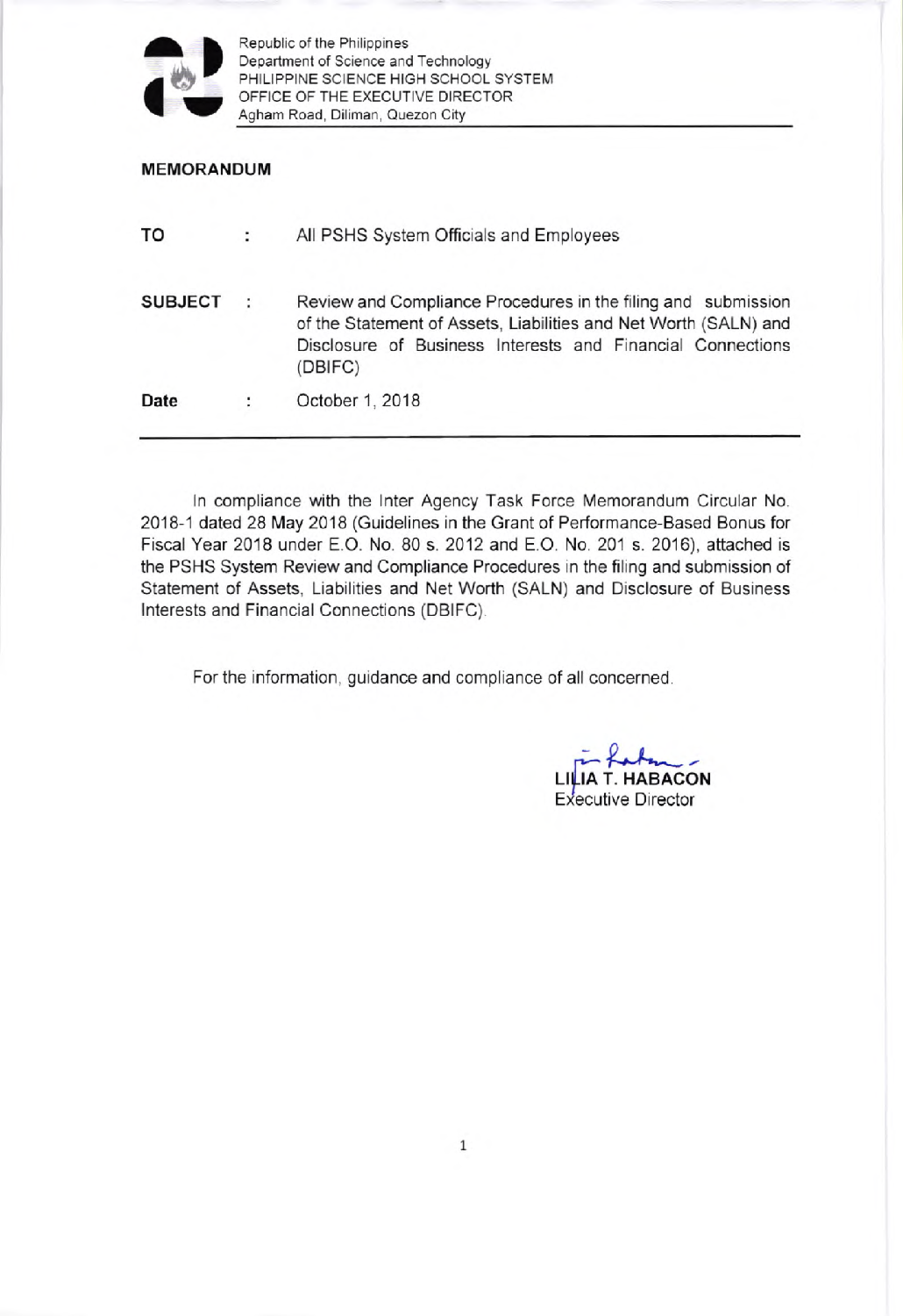Republic of the Philippines
Department of Science and Technology
PHILIPPINE SCIENCE HIGH SCHOOL SYSTEM
OFFICE OF THE EXECUTIVE DIRECTOR
Agham Road, Diliman, Quezon City

**MEMORANDUM**

| | | |
|---|---|---|
| **TO** | : | All PSHS System Officials and Employees |
| **SUBJECT** | : | Review and Compliance Procedures in the filing and submission of the Statement of Assets, Liabilities and Net Worth (SALN) and Disclosure of Business Interests and Financial Connections (DBIFC) |
| **Date** | : | October 1, 2018 |

---

In compliance with the Inter Agency Task Force Memorandum Circular No. 2018-1 dated 28 May 2018 (Guidelines in the Grant of Performance-Based Bonus for Fiscal Year 2018 under E.O. No. 80 s. 2012 and E.O. No. 201 s. 2016), attached is the PSHS System Review and Compliance Procedures in the filing and submission of Statement of Assets, Liabilities and Net Worth (SALN) and Disclosure of Business Interests and Financial Connections (DBIFC).

For the information, guidance and compliance of all concerned.

**LILIA T. HABACON**
Executive Director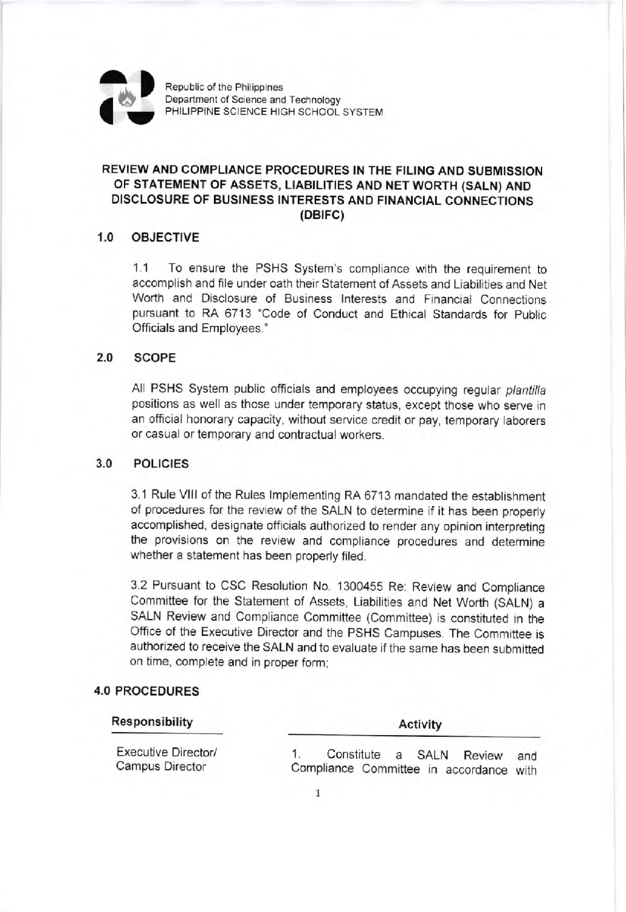Republic of the Philippines
Department of Science and Technology
PHILIPPINE SCIENCE HIGH SCHOOL SYSTEM

## REVIEW AND COMPLIANCE PROCEDURES IN THE FILING AND SUBMISSION OF STATEMENT OF ASSETS, LIABILITIES AND NET WORTH (SALN) AND DISCLOSURE OF BUSINESS INTERESTS AND FINANCIAL CONNECTIONS (DBIFC)

### 1.0 OBJECTIVE

1.1 To ensure the PSHS System's compliance with the requirement to accomplish and file under oath their Statement of Assets and Liabilities and Net Worth and Disclosure of Business Interests and Financial Connections pursuant to RA 6713 "Code of Conduct and Ethical Standards for Public Officials and Employees."

### 2.0 SCOPE

All PSHS System public officials and employees occupying regular *plantilla* positions as well as those under temporary status, except those who serve in an official honorary capacity, without service credit or pay, temporary laborers or casual or temporary and contractual workers.

### 3.0 POLICIES

3.1 Rule VIII of the Rules Implementing RA 6713 mandated the establishment of procedures for the review of the SALN to determine if it has been properly accomplished, designate officials authorized to render any opinion interpreting the provisions on the review and compliance procedures and determine whether a statement has been properly filed.

3.2 Pursuant to CSC Resolution No. 1300455 Re: Review and Compliance Committee for the Statement of Assets, Liabilities and Net Worth (SALN) a SALN Review and Compliance Committee (Committee) is constituted in the Office of the Executive Director and the PSHS Campuses. The Committee is authorized to receive the SALN and to evaluate if the same has been submitted on time, complete and in proper form;

### 4.0 PROCEDURES

| Responsibility | Activity |
|---|---|
| Executive Director/ Campus Director | 1. Constitute a SALN Review and Compliance Committee in accordance with |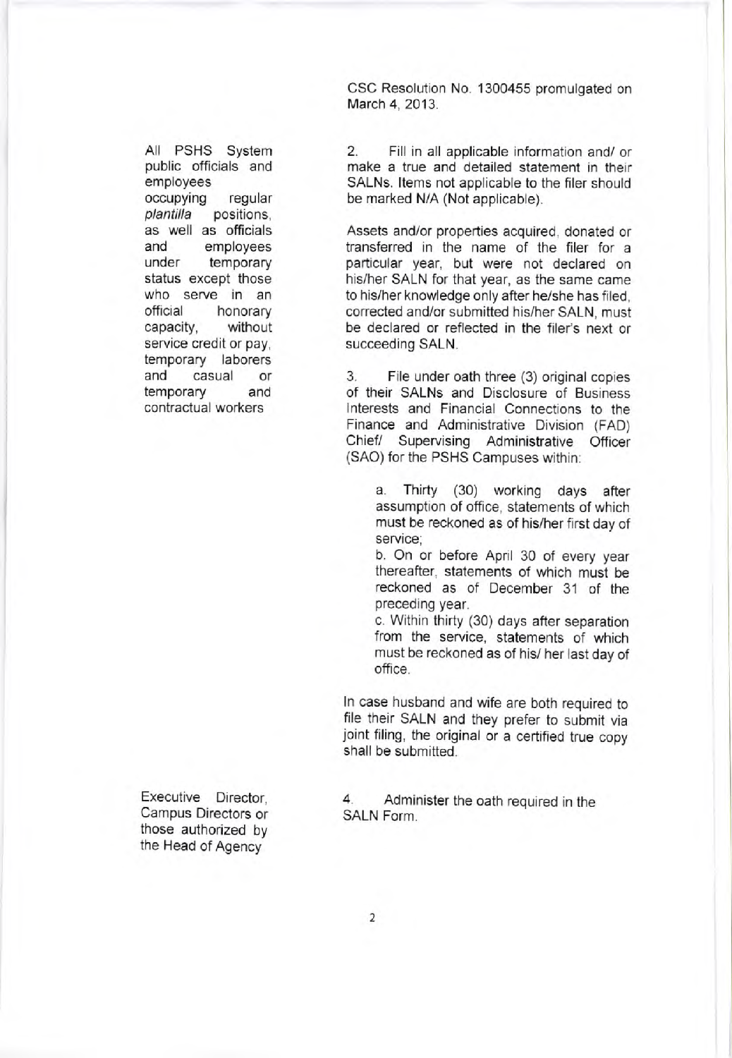CSC Resolution No. 1300455 promulgated on March 4, 2013.

| Responsible | Action |
|---|---|
| All PSHS System public officials and employees occupying regular *plantilla* positions, as well as officials and employees under temporary status except those who serve in an official honorary capacity, without service credit or pay, temporary laborers and casual or temporary and contractual workers | 2. Fill in all applicable information and/ or make a true and detailed statement in their SALNs. Items not applicable to the filer should be marked N/A (Not applicable).<br><br>Assets and/or properties acquired, donated or transferred in the name of the filer for a particular year, but were not declared on his/her SALN for that year, as the same came to his/her knowledge only after he/she has filed, corrected and/or submitted his/her SALN, must be declared or reflected in the filer's next or succeeding SALN.<br><br>3. File under oath three (3) original copies of their SALNs and Disclosure of Business Interests and Financial Connections to the Finance and Administrative Division (FAD) Chief/ Supervising Administrative Officer (SAO) for the PSHS Campuses within:<br><br>a. Thirty (30) working days after assumption of office, statements of which must be reckoned as of his/her first day of service;<br>b. On or before April 30 of every year thereafter, statements of which must be reckoned as of December 31 of the preceding year.<br>c. Within thirty (30) days after separation from the service, statements of which must be reckoned as of his/ her last day of office.<br><br>In case husband and wife are both required to file their SALN and they prefer to submit via joint filing, the original or a certified true copy shall be submitted. |
| Executive Director, Campus Directors or those authorized by the Head of Agency | 4. Administer the oath required in the SALN Form. |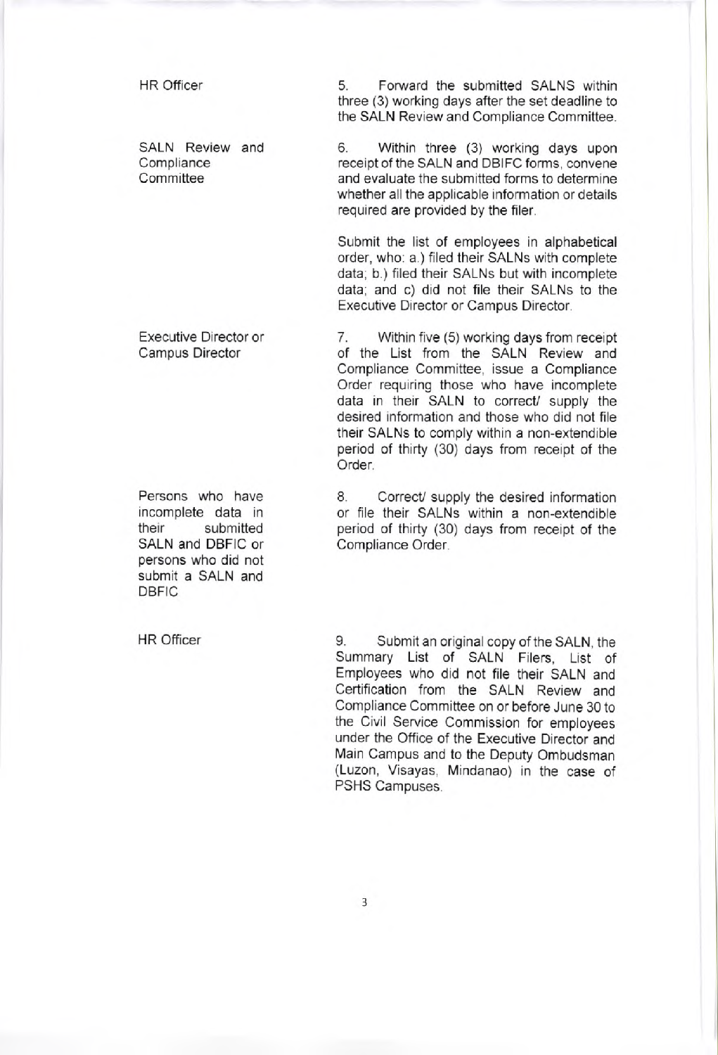| | |
|---|---|
| HR Officer | 5. Forward the submitted SALNS within three (3) working days after the set deadline to the SALN Review and Compliance Committee. |
| SALN Review and Compliance Committee | 6. Within three (3) working days upon receipt of the SALN and DBIFC forms, convene and evaluate the submitted forms to determine whether all the applicable information or details required are provided by the filer.<br><br>Submit the list of employees in alphabetical order, who: a.) filed their SALNs with complete data; b.) filed their SALNs but with incomplete data; and c) did not file their SALNs to the Executive Director or Campus Director. |
| Executive Director or Campus Director | 7. Within five (5) working days from receipt of the List from the SALN Review and Compliance Committee, issue a Compliance Order requiring those who have incomplete data in their SALN to correct/ supply the desired information and those who did not file their SALNs to comply within a non-extendible period of thirty (30) days from receipt of the Order. |
| Persons who have incomplete data in their submitted SALN and DBFIC or persons who did not submit a SALN and DBFIC | 8. Correct/ supply the desired information or file their SALNs within a non-extendible period of thirty (30) days from receipt of the Compliance Order. |
| HR Officer | 9. Submit an original copy of the SALN, the Summary List of SALN Filers, List of Employees who did not file their SALN and Certification from the SALN Review and Compliance Committee on or before June 30 to the Civil Service Commission for employees under the Office of the Executive Director and Main Campus and to the Deputy Ombudsman (Luzon, Visayas, Mindanao) in the case of PSHS Campuses. |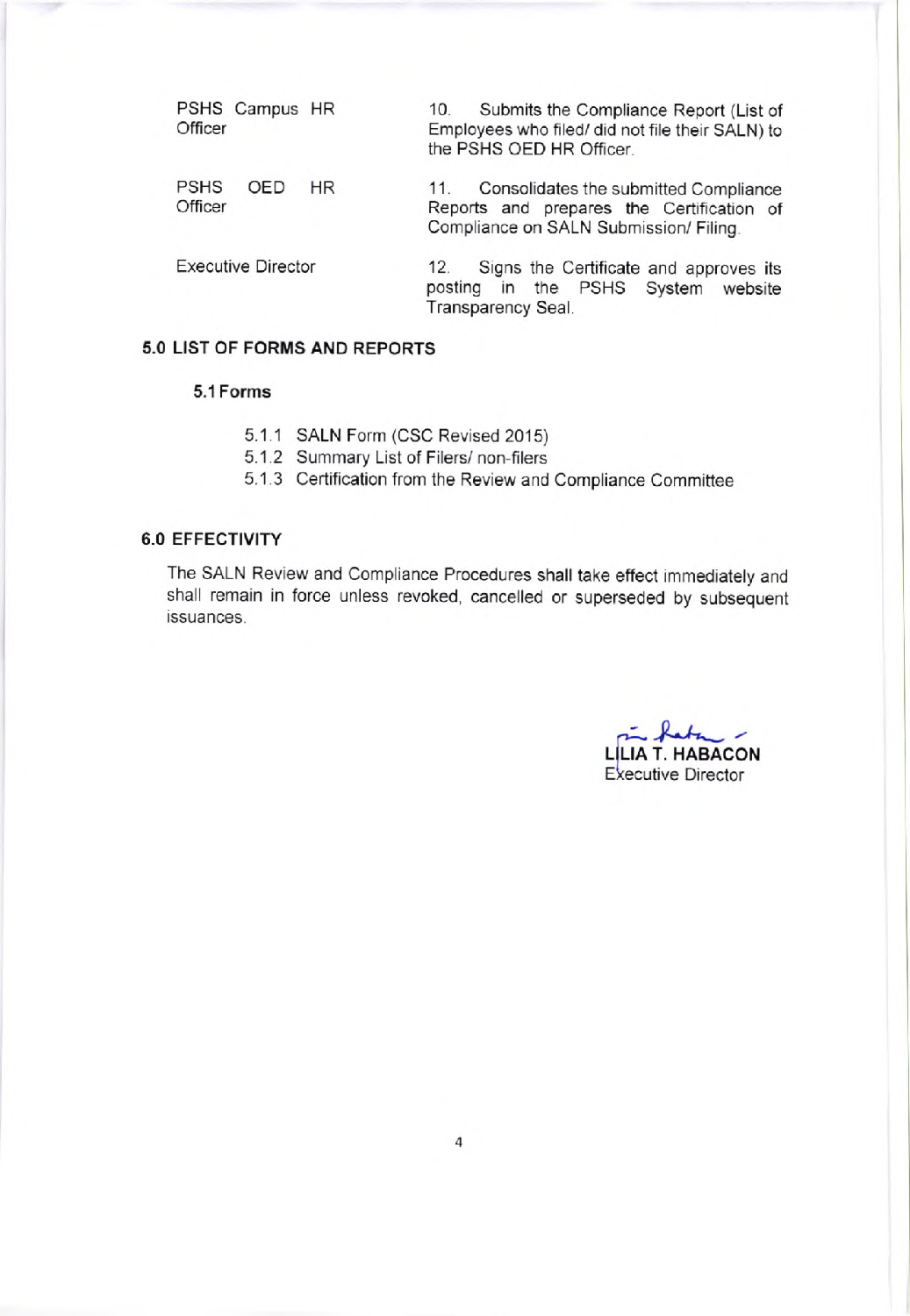| | |
|---|---|
| PSHS Campus HR Officer | 10. Submits the Compliance Report (List of Employees who filed/ did not file their SALN) to the PSHS OED HR Officer. |
| PSHS OED HR Officer | 11. Consolidates the submitted Compliance Reports and prepares the Certification of Compliance on SALN Submission/ Filing. |
| Executive Director | 12. Signs the Certificate and approves its posting in the PSHS System website Transparency Seal. |

## 5.0 LIST OF FORMS AND REPORTS

### 5.1 Forms

- 5.1.1 SALN Form (CSC Revised 2015)
- 5.1.2 Summary List of Filers/ non-filers
- 5.1.3 Certification from the Review and Compliance Committee

## 6.0 EFFECTIVITY

The SALN Review and Compliance Procedures shall take effect immediately and shall remain in force unless revoked, cancelled or superseded by subsequent issuances.

**LILIA T. HABACON**
Executive Director